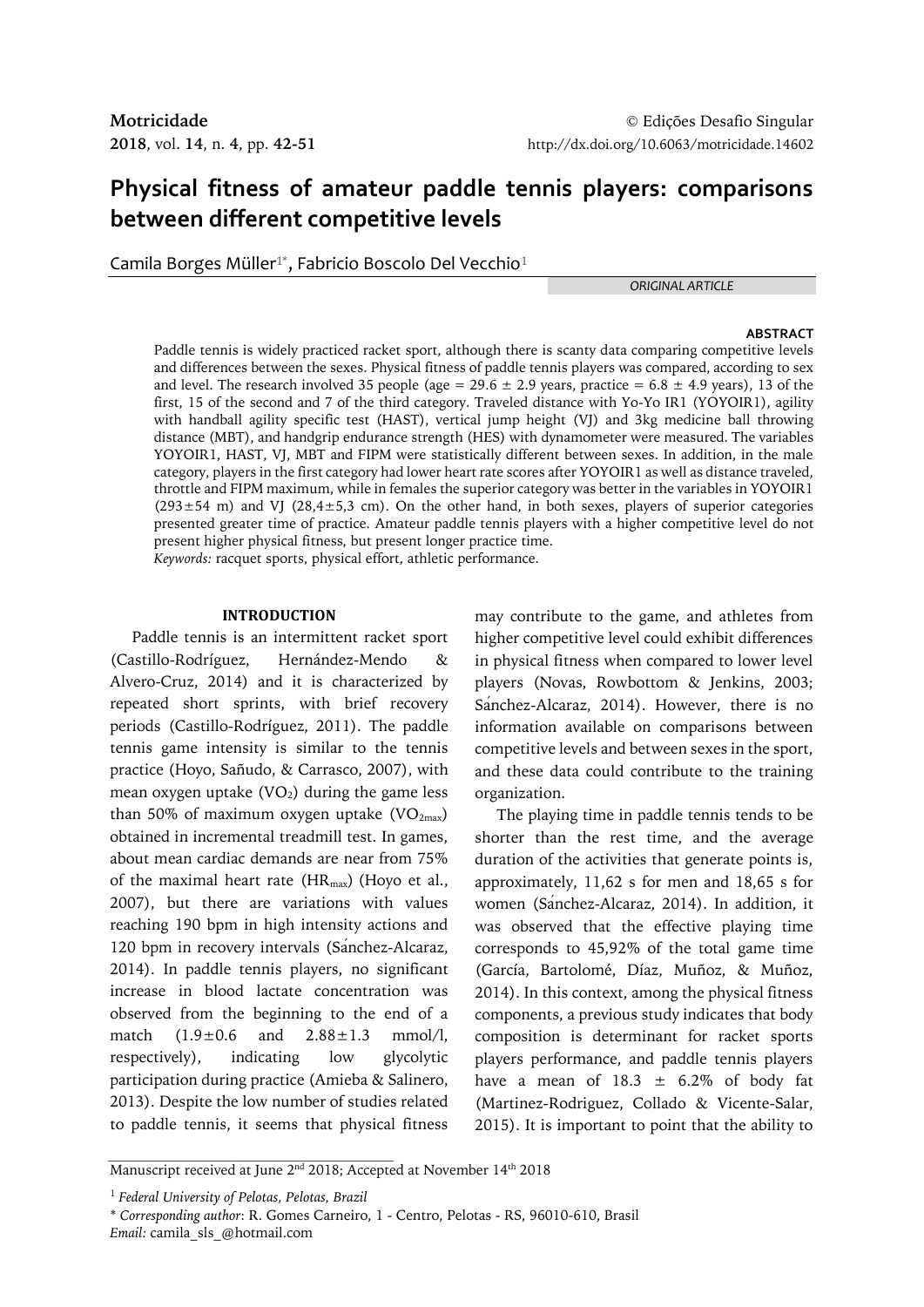**Motricidade** © Edições Desafio Singular
**2018**, vol. **14**, n. **4**, pp. **42-51** http://dx.doi.org/10.6063/motricidade.14602

# Physical fitness of amateur paddle tennis players: comparisons between different competitive levels

Camila Borges Müller[1*], Fabricio Boscolo Del Vecchio[1]

*ORIGINAL ARTICLE*

## ABSTRACT

Paddle tennis is widely practiced racket sport, although there is scanty data comparing competitive levels and differences between the sexes. Physical fitness of paddle tennis players was compared, according to sex and level. The research involved 35 people (age = 29.6 ± 2.9 years, practice = 6.8 ± 4.9 years), 13 of the first, 15 of the second and 7 of the third category. Traveled distance with Yo-Yo IR1 (YOYOIR1), agility with handball agility specific test (HAST), vertical jump height (VJ) and 3kg medicine ball throwing distance (MBT), and handgrip endurance strength (HES) with dynamometer were measured. The variables YOYOIR1, HAST, VJ, MBT and FIPM were statistically different between sexes. In addition, in the male category, players in the first category had lower heart rate scores after YOYOIR1 as well as distance traveled, throttle and FIPM maximum, while in females the superior category was better in the variables in YOYOIR1 (293±54 m) and VJ (28,4±5,3 cm). On the other hand, in both sexes, players of superior categories presented greater time of practice. Amateur paddle tennis players with a higher competitive level do not present higher physical fitness, but present longer practice time.
*Keywords:* racquet sports, physical effort, athletic performance.

## INTRODUCTION

Paddle tennis is an intermittent racket sport (Castillo-Rodríguez, Hernández-Mendo & Alvero-Cruz, 2014) and it is characterized by repeated short sprints, with brief recovery periods (Castillo-Rodríguez, 2011). The paddle tennis game intensity is similar to the tennis practice (Hoyo, Sañudo, & Carrasco, 2007), with mean oxygen uptake ($VO_2$) during the game less than 50% of maximum oxygen uptake ($VO_{2max}$) obtained in incremental treadmill test. In games, about mean cardiac demands are near from 75% of the maximal heart rate ($HR_{max}$) (Hoyo et al., 2007), but there are variations with values reaching 190 bpm in high intensity actions and 120 bpm in recovery intervals (Sánchez-Alcaraz, 2014). In paddle tennis players, no significant increase in blood lactate concentration was observed from the beginning to the end of a match (1.9±0.6 and 2.88±1.3 mmol/l, respectively), indicating low glycolytic participation during practice (Amieba & Salinero, 2013). Despite the low number of studies related to paddle tennis, it seems that physical fitness may contribute to the game, and athletes from higher competitive level could exhibit differences in physical fitness when compared to lower level players (Novas, Rowbottom & Jenkins, 2003; Sánchez-Alcaraz, 2014). However, there is no information available on comparisons between competitive levels and between sexes in the sport, and these data could contribute to the training organization.

The playing time in paddle tennis tends to be shorter than the rest time, and the average duration of the activities that generate points is, approximately, 11,62 s for men and 18,65 s for women (Sánchez-Alcaraz, 2014). In addition, it was observed that the effective playing time corresponds to 45,92% of the total game time (García, Bartolomé, Díaz, Muñoz, & Muñoz, 2014). In this context, among the physical fitness components, a previous study indicates that body composition is determinant for racket sports players performance, and paddle tennis players have a mean of 18.3 ± 6.2% of body fat (Martinez-Rodriguez, Collado & Vicente-Salar, 2015). It is important to point that the ability to

---

Manuscript received at June 2nd 2018; Accepted at November 14th 2018

[1] *Federal University of Pelotas, Pelotas, Brazil*

[*] *Corresponding author*: R. Gomes Carneiro, 1 - Centro, Pelotas - RS, 96010-610, Brasil
*Email:* camila_sls_@hotmail.com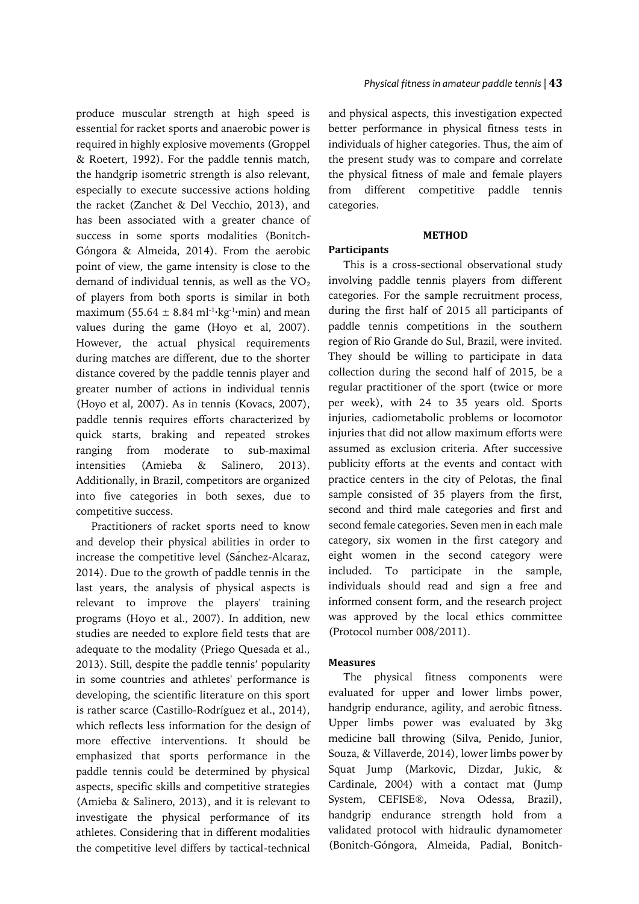produce muscular strength at high speed is essential for racket sports and anaerobic power is required in highly explosive movements (Groppel & Roetert, 1992). For the paddle tennis match, the handgrip isometric strength is also relevant, especially to execute successive actions holding the racket (Zanchet & Del Vecchio, 2013), and has been associated with a greater chance of success in some sports modalities (Bonitch-Góngora & Almeida, 2014). From the aerobic point of view, the game intensity is close to the demand of individual tennis, as well as the $VO_2$ of players from both sports is similar in both maximum ($55.64 \pm 8.84$ $ml^{-1} \cdot kg^{-1} \cdot min$) and mean values during the game (Hoyo et al, 2007). However, the actual physical requirements during matches are different, due to the shorter distance covered by the paddle tennis player and greater number of actions in individual tennis (Hoyo et al, 2007). As in tennis (Kovacs, 2007), paddle tennis requires efforts characterized by quick starts, braking and repeated strokes ranging from moderate to sub-maximal intensities (Amieba & Salinero, 2013). Additionally, in Brazil, competitors are organized into five categories in both sexes, due to competitive success.

Practitioners of racket sports need to know and develop their physical abilities in order to increase the competitive level (Sánchez-Alcaraz, 2014). Due to the growth of paddle tennis in the last years, the analysis of physical aspects is relevant to improve the players' training programs (Hoyo et al., 2007). In addition, new studies are needed to explore field tests that are adequate to the modality (Priego Quesada et al., 2013). Still, despite the paddle tennis' popularity in some countries and athletes' performance is developing, the scientific literature on this sport is rather scarce (Castillo-Rodríguez et al., 2014), which reflects less information for the design of more effective interventions. It should be emphasized that sports performance in the paddle tennis could be determined by physical aspects, specific skills and competitive strategies (Amieba & Salinero, 2013), and it is relevant to investigate the physical performance of its athletes. Considering that in different modalities the competitive level differs by tactical-technical and physical aspects, this investigation expected better performance in physical fitness tests in individuals of higher categories. Thus, the aim of the present study was to compare and correlate the physical fitness of male and female players from different competitive paddle tennis categories.

## METHOD

### Participants

This is a cross-sectional observational study involving paddle tennis players from different categories. For the sample recruitment process, during the first half of 2015 all participants of paddle tennis competitions in the southern region of Rio Grande do Sul, Brazil, were invited. They should be willing to participate in data collection during the second half of 2015, be a regular practitioner of the sport (twice or more per week), with 24 to 35 years old. Sports injuries, cadiometabolic problems or locomotor injuries that did not allow maximum efforts were assumed as exclusion criteria. After successive publicity efforts at the events and contact with practice centers in the city of Pelotas, the final sample consisted of 35 players from the first, second and third male categories and first and second female categories. Seven men in each male category, six women in the first category and eight women in the second category were included. To participate in the sample, individuals should read and sign a free and informed consent form, and the research project was approved by the local ethics committee (Protocol number 008/2011).

### Measures

The physical fitness components were evaluated for upper and lower limbs power, handgrip endurance, agility, and aerobic fitness. Upper limbs power was evaluated by 3kg medicine ball throwing (Silva, Penido, Junior, Souza, & Villaverde, 2014), lower limbs power by Squat Jump (Markovic, Dizdar, Jukic, & Cardinale, 2004) with a contact mat (Jump System, CEFISE®, Nova Odessa, Brazil), handgrip endurance strength hold from a validated protocol with hidraulic dynamometer (Bonitch-Góngora, Almeida, Padial, Bonitch-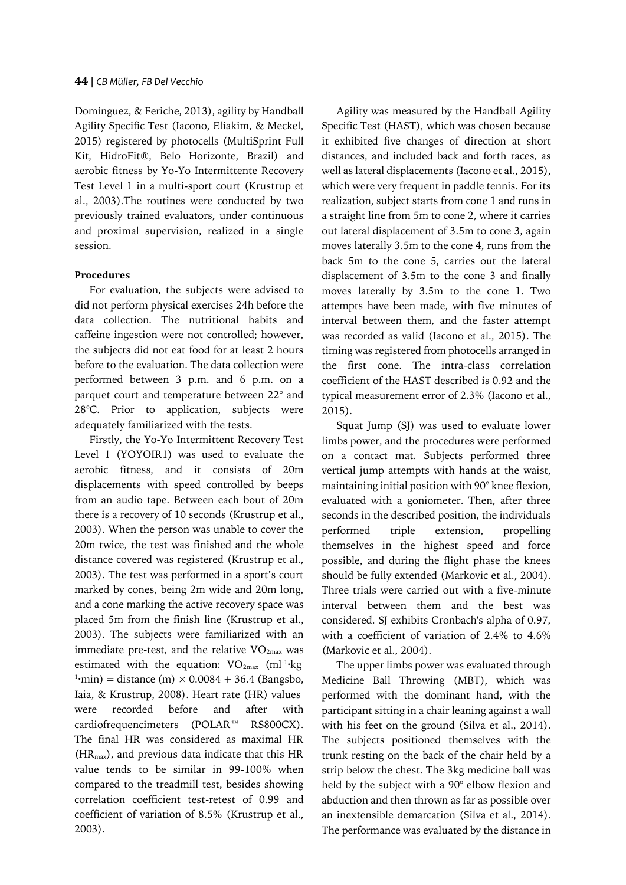Domínguez, & Feriche, 2013), agility by Handball Agility Specific Test (Iacono, Eliakim, & Meckel, 2015) registered by photocells (MultiSprint Full Kit, HidroFit®, Belo Horizonte, Brazil) and aerobic fitness by Yo-Yo Intermittente Recovery Test Level 1 in a multi-sport court (Krustrup et al., 2003).The routines were conducted by two previously trained evaluators, under continuous and proximal supervision, realized in a single session.

**Procedures**

For evaluation, the subjects were advised to did not perform physical exercises 24h before the data collection. The nutritional habits and caffeine ingestion were not controlled; however, the subjects did not eat food for at least 2 hours before to the evaluation. The data collection were performed between 3 p.m. and 6 p.m. on a parquet court and temperature between 22° and 28°C. Prior to application, subjects were adequately familiarized with the tests.

Firstly, the Yo-Yo Intermittent Recovery Test Level 1 (YOYOIR1) was used to evaluate the aerobic fitness, and it consists of 20m displacements with speed controlled by beeps from an audio tape. Between each bout of 20m there is a recovery of 10 seconds (Krustrup et al., 2003). When the person was unable to cover the 20m twice, the test was finished and the whole distance covered was registered (Krustrup et al., 2003). The test was performed in a sport's court marked by cones, being 2m wide and 20m long, and a cone marking the active recovery space was placed 5m from the finish line (Krustrup et al., 2003). The subjects were familiarized with an immediate pre-test, and the relative $VO_{2max}$ was estimated with the equation: $VO_{2max}$ ($ml^{-1}\cdot kg^{-1}\cdot min$) = distance (m) $\times$ 0.0084 + 36.4 (Bangsbo, Iaia, & Krustrup, 2008). Heart rate (HR) values were recorded before and after with cardiofrequencimeters (POLAR™ RS800CX). The final HR was considered as maximal HR ($HR_{max}$), and previous data indicate that this HR value tends to be similar in 99-100% when compared to the treadmill test, besides showing correlation coefficient test-retest of 0.99 and coefficient of variation of 8.5% (Krustrup et al., 2003).

Agility was measured by the Handball Agility Specific Test (HAST), which was chosen because it exhibited five changes of direction at short distances, and included back and forth races, as well as lateral displacements (Iacono et al., 2015), which were very frequent in paddle tennis. For its realization, subject starts from cone 1 and runs in a straight line from 5m to cone 2, where it carries out lateral displacement of 3.5m to cone 3, again moves laterally 3.5m to the cone 4, runs from the back 5m to the cone 5, carries out the lateral displacement of 3.5m to the cone 3 and finally moves laterally by 3.5m to the cone 1. Two attempts have been made, with five minutes of interval between them, and the faster attempt was recorded as valid (Iacono et al., 2015). The timing was registered from photocells arranged in the first cone. The intra-class correlation coefficient of the HAST described is 0.92 and the typical measurement error of 2.3% (Iacono et al., 2015).

Squat Jump (SJ) was used to evaluate lower limbs power, and the procedures were performed on a contact mat. Subjects performed three vertical jump attempts with hands at the waist, maintaining initial position with 90° knee flexion, evaluated with a goniometer. Then, after three seconds in the described position, the individuals performed triple extension, propelling themselves in the highest speed and force possible, and during the flight phase the knees should be fully extended (Markovic et al., 2004). Three trials were carried out with a five-minute interval between them and the best was considered. SJ exhibits Cronbach's alpha of 0.97, with a coefficient of variation of 2.4% to 4.6% (Markovic et al., 2004).

The upper limbs power was evaluated through Medicine Ball Throwing (MBT), which was performed with the dominant hand, with the participant sitting in a chair leaning against a wall with his feet on the ground (Silva et al., 2014). The subjects positioned themselves with the trunk resting on the back of the chair held by a strip below the chest. The 3kg medicine ball was held by the subject with a 90° elbow flexion and abduction and then thrown as far as possible over an inextensible demarcation (Silva et al., 2014). The performance was evaluated by the distance in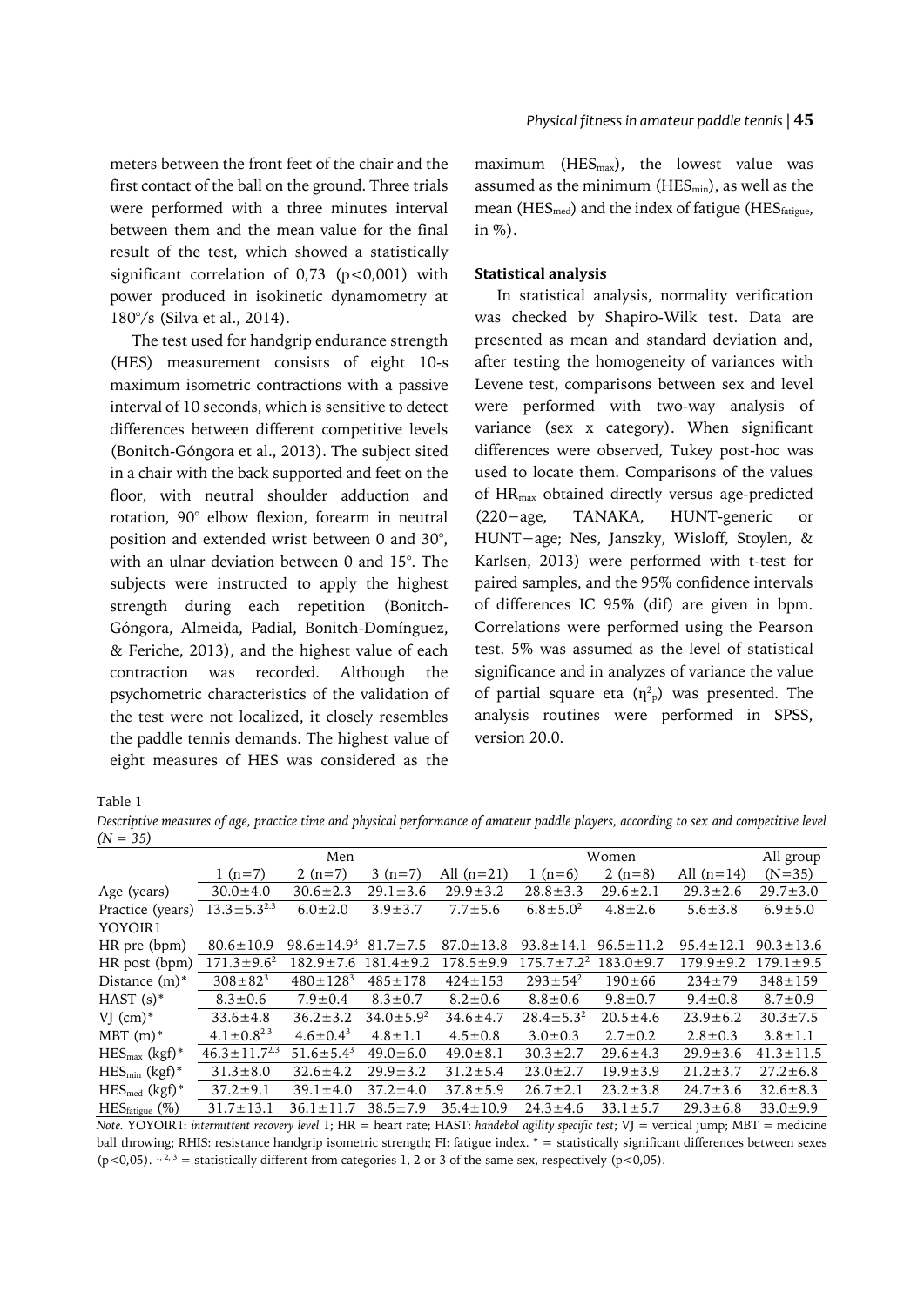meters between the front feet of the chair and the first contact of the ball on the ground. Three trials were performed with a three minutes interval between them and the mean value for the final result of the test, which showed a statistically significant correlation of 0,73 ($p<0{,}001$) with power produced in isokinetic dynamometry at 180°/s (Silva et al., 2014).

The test used for handgrip endurance strength (HES) measurement consists of eight 10-s maximum isometric contractions with a passive interval of 10 seconds, which is sensitive to detect differences between different competitive levels (Bonitch-Góngora et al., 2013). The subject sited in a chair with the back supported and feet on the floor, with neutral shoulder adduction and rotation, 90° elbow flexion, forearm in neutral position and extended wrist between 0 and 30°, with an ulnar deviation between 0 and 15°. The subjects were instructed to apply the highest strength during each repetition (Bonitch-Góngora, Almeida, Padial, Bonitch-Domínguez, & Feriche, 2013), and the highest value of each contraction was recorded. Although the psychometric characteristics of the validation of the test were not localized, it closely resembles the paddle tennis demands. The highest value of eight measures of HES was considered as the maximum ($HES_{max}$), the lowest value was assumed as the minimum ($HES_{min}$), as well as the mean ($HES_{med}$) and the index of fatigue ($HES_{fatigue}$, in %).

**Statistical analysis**

In statistical analysis, normality verification was checked by Shapiro-Wilk test. Data are presented as mean and standard deviation and, after testing the homogeneity of variances with Levene test, comparisons between sex and level were performed with two-way analysis of variance (sex x category). When significant differences were observed, Tukey post-hoc was used to locate them. Comparisons of the values of $HR_{max}$ obtained directly versus age-predicted (220−age, TANAKA, HUNT-generic or HUNT−age; Nes, Janszky, Wisloff, Stoylen, & Karlsen, 2013) were performed with t-test for paired samples, and the 95% confidence intervals of differences IC 95% (dif) are given in bpm. Correlations were performed using the Pearson test. 5% was assumed as the level of statistical significance and in analyzes of variance the value of partial square eta ($\eta^2_p$) was presented. The analysis routines were performed in SPSS, version 20.0.

Table 1

*Descriptive measures of age, practice time and physical performance of amateur paddle players, according to sex and competitive level (N = 35)*

| | Men | | | | Women | | | All group |
|---|---|---|---|---|---|---|---|---|
| | 1 (n=7) | 2 (n=7) | 3 (n=7) | All (n=21) | 1 (n=6) | 2 (n=8) | All (n=14) | (N=35) |
| Age (years) | 30.0±4.0 | 30.6±2.3 | 29.1±3.6 | 29.9±3.2 | 28.8±3.3 | 29.6±2.1 | 29.3±2.6 | 29.7±3.0 |
| Practice (years) | 13.3±5.3[2,3] | 6.0±2.0 | 3.9±3.7 | 7.7±5.6 | 6.8±5.0[2] | 4.8±2.6 | 5.6±3.8 | 6.9±5.0 |
| YOYOIR1 | | | | | | | | |
| HR pre (bpm) | 80.6±10.9 | 98.6±14.9[3] | 81.7±7.5 | 87.0±13.8 | 93.8±14.1 | 96.5±11.2 | 95.4±12.1 | 90.3±13.6 |
| HR post (bpm) | 171.3±9.6[2] | 182.9±7.6 | 181.4±9.2 | 178.5±9.9 | 175.7±7.2[2] | 183.0±9.7 | 179.9±9.2 | 179.1±9.5 |
| Distance (m)* | 308±82[3] | 480±128[3] | 485±178 | 424±153 | 293±54[2] | 190±66 | 234±79 | 348±159 |
| HAST (s)* | 8.3±0.6 | 7.9±0.4 | 8.3±0.7 | 8.2±0.6 | 8.8±0.6 | 9.8±0.7 | 9.4±0.8 | 8.7±0.9 |
| VJ (cm)* | 33.6±4.8 | 36.2±3.2 | 34.0±5.9[2] | 34.6±4.7 | 28.4±5.3[2] | 20.5±4.6 | 23.9±6.2 | 30.3±7.5 |
| MBT (m)* | 4.1±0.8[2,3] | 4.6±0.4[3] | 4.8±1.1 | 4.5±0.8 | 3.0±0.3 | 2.7±0.2 | 2.8±0.3 | 3.8±1.1 |
| $HES_{max}$ (kgf)* | 46.3±11.7[2,3] | 51.6±5.4[3] | 49.0±6.0 | 49.0±8.1 | 30.3±2.7 | 29.6±4.3 | 29.9±3.6 | 41.3±11.5 |
| $HES_{min}$ (kgf)* | 31.3±8.0 | 32.6±4.2 | 29.9±3.2 | 31.2±5.4 | 23.0±2.7 | 19.9±3.9 | 21.2±3.7 | 27.2±6.8 |
| $HES_{med}$ (kgf)* | 37.2±9.1 | 39.1±4.0 | 37.2±4.0 | 37.8±5.9 | 26.7±2.1 | 23.2±3.8 | 24.7±3.6 | 32.6±8.3 |
| $HES_{fatigue}$ (%) | 31.7±13.1 | 36.1±11.7 | 38.5±7.9 | 35.4±10.9 | 24.3±4.6 | 33.1±5.7 | 29.3±6.8 | 33.0±9.9 |

*Note.* YOYOIR1: *intermittent recovery level* 1; HR = heart rate; HAST: *handebol agility specific test*; VJ = vertical jump; MBT = medicine ball throwing; RHIS: resistance handgrip isometric strength; FI: fatigue index. * = statistically significant differences between sexes ($p<0{,}05$). [1, 2, 3] = statistically different from categories 1, 2 or 3 of the same sex, respectively ($p<0{,}05$).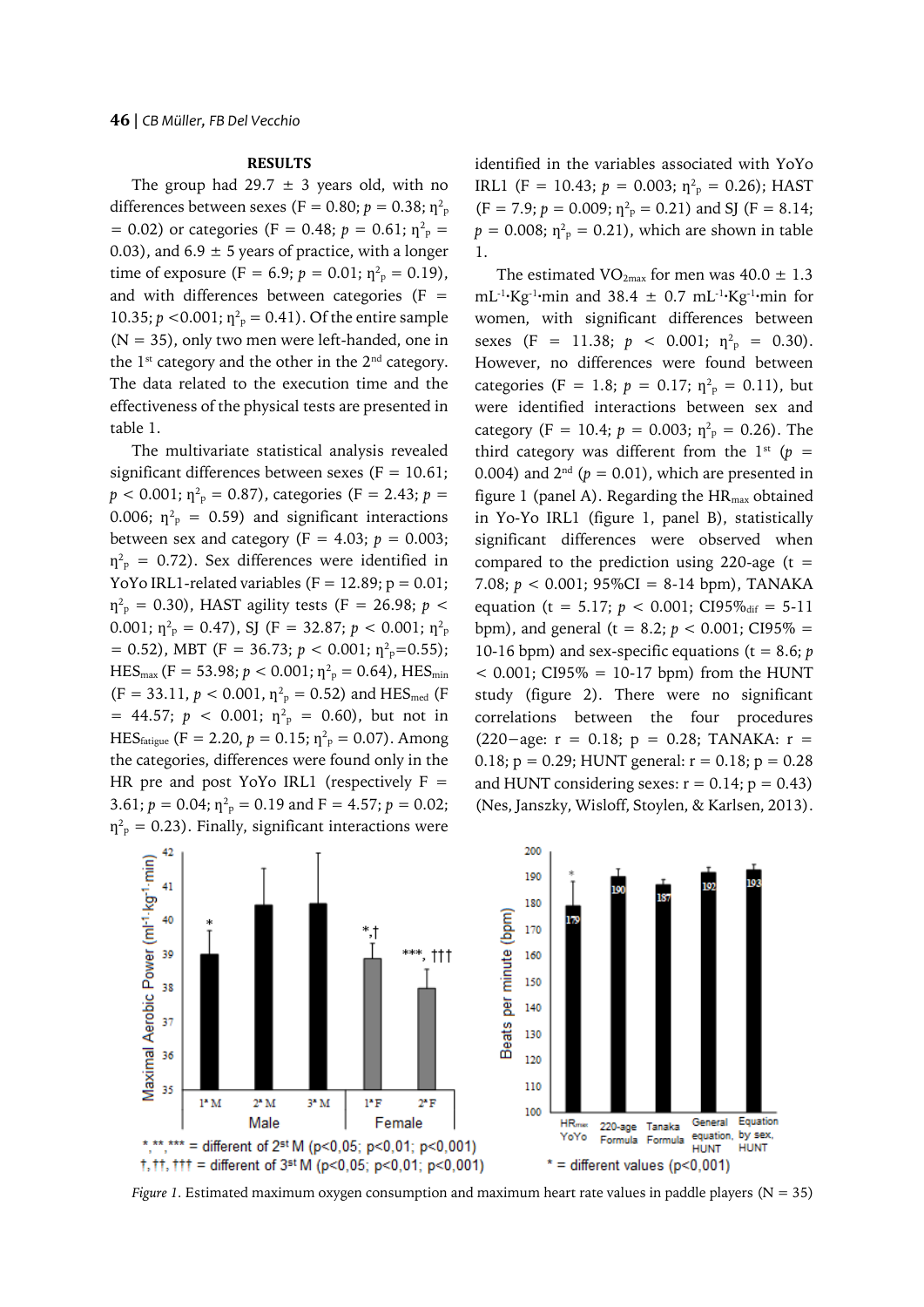## RESULTS

The group had 29.7 ± 3 years old, with no differences between sexes (F = 0.80; $p$ = 0.38; $\eta^2_p$ = 0.02) or categories (F = 0.48; $p$ = 0.61; $\eta^2_p$ = 0.03), and 6.9 ± 5 years of practice, with a longer time of exposure (F = 6.9; $p$ = 0.01; $\eta^2_p$ = 0.19), and with differences between categories (F = 10.35; $p$ <0.001; $\eta^2_p$ = 0.41). Of the entire sample (N = 35), only two men were left-handed, one in the 1st category and the other in the 2nd category. The data related to the execution time and the effectiveness of the physical tests are presented in table 1.

The multivariate statistical analysis revealed significant differences between sexes (F = 10.61; $p$ < 0.001; $\eta^2_p$ = 0.87), categories (F = 2.43; $p$ = 0.006; $\eta^2_p$ = 0.59) and significant interactions between sex and category (F = 4.03; $p$ = 0.003; $\eta^2_p$ = 0.72). Sex differences were identified in YoYo IRL1-related variables (F = 12.89; p = 0.01; $\eta^2_p$ = 0.30), HAST agility tests (F = 26.98; $p$ < 0.001; $\eta^2_p$ = 0.47), SJ (F = 32.87; $p$ < 0.001; $\eta^2_p$ = 0.52), MBT (F = 36.73; $p$ < 0.001; $\eta^2_p$=0.55); $HES_{max}$ (F = 53.98; $p$ < 0.001; $\eta^2_p$ = 0.64), $HES_{min}$ (F = 33.11, $p$ < 0.001, $\eta^2_p$ = 0.52) and $HES_{med}$ (F = 44.57; $p$ < 0.001; $\eta^2_p$ = 0.60), but not in $HES_{fatigue}$ (F = 2.20, $p$ = 0.15; $\eta^2_p$ = 0.07). Among the categories, differences were found only in the HR pre and post YoYo IRL1 (respectively F = 3.61; $p$ = 0.04; $\eta^2_p$ = 0.19 and F = 4.57; $p$ = 0.02; $\eta^2_p$ = 0.23). Finally, significant interactions were identified in the variables associated with YoYo IRL1 (F = 10.43; $p$ = 0.003; $\eta^2_p$ = 0.26); HAST (F = 7.9; $p$ = 0.009; $\eta^2_p$ = 0.21) and SJ (F = 8.14; $p$ = 0.008; $\eta^2_p$ = 0.21), which are shown in table 1.

The estimated $VO_{2max}$ for men was 40.0 ± 1.3 $mL^{-1}\cdot Kg^{-1}\cdot min$ and 38.4 ± 0.7 $mL^{-1}\cdot Kg^{-1}\cdot min$ for women, with significant differences between sexes (F = 11.38; $p$ < 0.001; $\eta^2_p$ = 0.30). However, no differences were found between categories (F = 1.8; $p$ = 0.17; $\eta^2_p$ = 0.11), but were identified interactions between sex and category (F = 10.4; $p$ = 0.003; $\eta^2_p$ = 0.26). The third category was different from the 1st ($p$ = 0.004) and 2nd ($p$ = 0.01), which are presented in figure 1 (panel A). Regarding the $HR_{max}$ obtained in Yo-Yo IRL1 (figure 1, panel B), statistically significant differences were observed when compared to the prediction using 220-age (t = 7.08; $p$ < 0.001; 95%CI = 8-14 bpm), TANAKA equation (t = 5.17; $p$ < 0.001; $CI95\%_{dif}$ = 5-11 bpm), and general (t = 8.2; $p$ < 0.001; CI95% = 10-16 bpm) and sex-specific equations (t = 8.6; $p$ < 0.001; CI95% = 10-17 bpm) from the HUNT study (figure 2). There were no significant correlations between the four procedures (220−age: r = 0.18; p = 0.28; TANAKA: r = 0.18; p = 0.29; HUNT general: r = 0.18; p = 0.28 and HUNT considering sexes: r = 0.14; p = 0.43) (Nes, Janszky, Wisloff, Stoylen, & Karlsen, 2013).

*Figure 1*. Estimated maximum oxygen consumption and maximum heart rate values in paddle players (N = 35)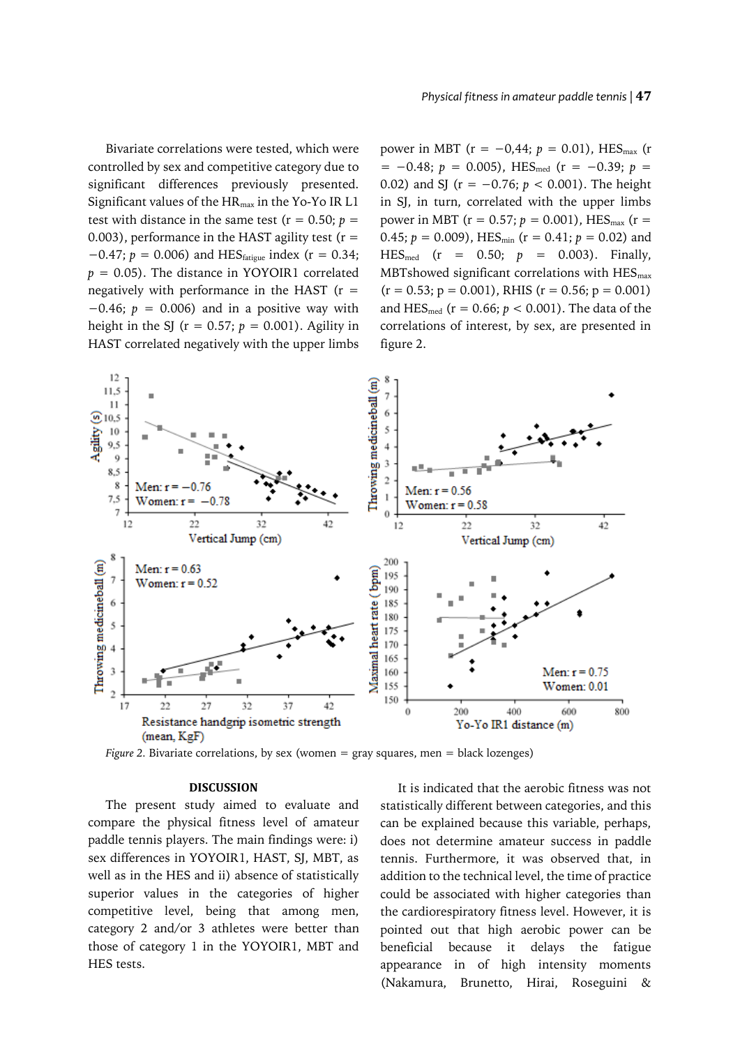Bivariate correlations were tested, which were controlled by sex and competitive category due to significant differences previously presented. Significant values of the $HR_{max}$ in the Yo-Yo IR L1 test with distance in the same test ($r = 0.50$; $p = 0.003$), performance in the HAST agility test ($r = -0.47$; $p = 0.006$) and $HES_{fatigue}$ index ($r = 0.34$; $p = 0.05$). The distance in YOYOIR1 correlated negatively with performance in the HAST ($r = -0.46$; $p = 0.006$) and in a positive way with height in the SJ ($r = 0.57$; $p = 0.001$). Agility in HAST correlated negatively with the upper limbs power in MBT ($r = -0,44$; $p = 0.01$), $HES_{max}$ ($r = -0.48$; $p = 0.005$), $HES_{med}$ ($r = -0.39$; $p = 0.02$) and SJ ($r = -0.76$; $p < 0.001$). The height in SJ, in turn, correlated with the upper limbs power in MBT ($r = 0.57$; $p = 0.001$), $HES_{max}$ ($r = 0.45$; $p = 0.009$), $HES_{min}$ ($r = 0.41$; $p = 0.02$) and $HES_{med}$ ($r = 0.50$; $p = 0.003$). Finally, MBTshowed significant correlations with $HES_{max}$ ($r = 0.53$; $p = 0.001$), RHIS ($r = 0.56$; $p = 0.001$) and $HES_{med}$ ($r = 0.66$; $p < 0.001$). The data of the correlations of interest, by sex, are presented in figure 2.

*Figure 2.* Bivariate correlations, by sex (women = gray squares, men = black lozenges)

## DISCUSSION

The present study aimed to evaluate and compare the physical fitness level of amateur paddle tennis players. The main findings were: i) sex differences in YOYOIR1, HAST, SJ, MBT, as well as in the HES and ii) absence of statistically superior values in the categories of higher competitive level, being that among men, category 2 and/or 3 athletes were better than those of category 1 in the YOYOIR1, MBT and HES tests.

It is indicated that the aerobic fitness was not statistically different between categories, and this can be explained because this variable, perhaps, does not determine amateur success in paddle tennis. Furthermore, it was observed that, in addition to the technical level, the time of practice could be associated with higher categories than the cardiorespiratory fitness level. However, it is pointed out that high aerobic power can be beneficial because it delays the fatigue appearance in of high intensity moments (Nakamura, Brunetto, Hirai, Roseguini &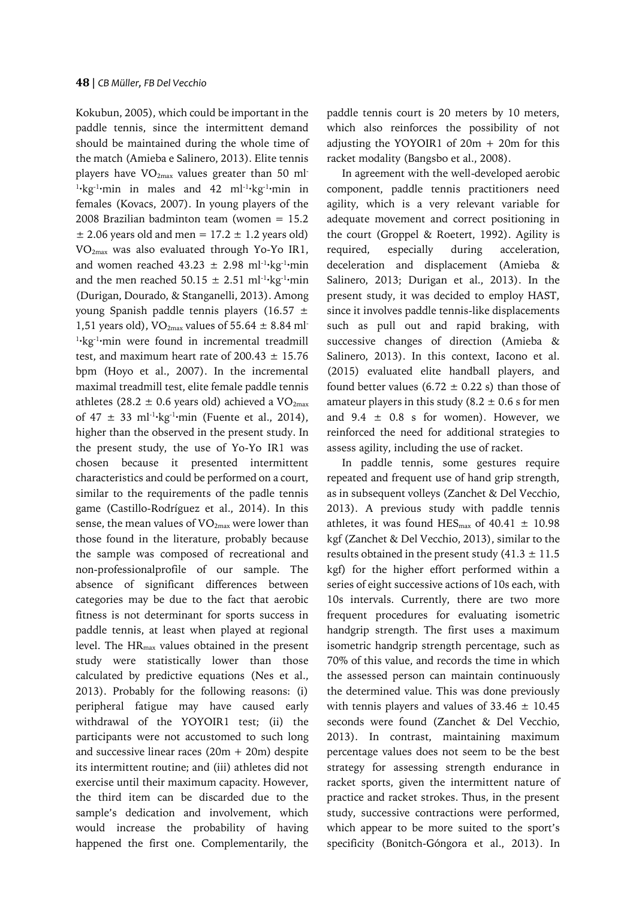Kokubun, 2005), which could be important in the paddle tennis, since the intermittent demand should be maintained during the whole time of the match (Amieba e Salinero, 2013). Elite tennis players have $VO_{2max}$ values greater than 50 $ml^{-1}{\cdot}kg^{-1}{\cdot}min$ in males and 42 $ml^{-1}{\cdot}kg^{-1}{\cdot}min$ in females (Kovacs, 2007). In young players of the 2008 Brazilian badminton team (women = 15.2 ± 2.06 years old and men = 17.2 ± 1.2 years old) $VO_{2max}$ was also evaluated through Yo-Yo IR1, and women reached 43.23 ± 2.98 $ml^{-1}{\cdot}kg^{-1}{\cdot}min$ and the men reached 50.15 ± 2.51 $ml^{-1}{\cdot}kg^{-1}{\cdot}min$ (Durigan, Dourado, & Stanganelli, 2013). Among young Spanish paddle tennis players (16.57 ± 1,51 years old), $VO_{2max}$ values of 55.64 ± 8.84 $ml^{-1}{\cdot}kg^{-1}{\cdot}min$ were found in incremental treadmill test, and maximum heart rate of 200.43 ± 15.76 bpm (Hoyo et al., 2007). In the incremental maximal treadmill test, elite female paddle tennis athletes (28.2 ± 0.6 years old) achieved a $VO_{2max}$ of 47 ± 33 $ml^{-1}{\cdot}kg^{-1}{\cdot}min$ (Fuente et al., 2014), higher than the observed in the present study. In the present study, the use of Yo-Yo IR1 was chosen because it presented intermittent characteristics and could be performed on a court, similar to the requirements of the padle tennis game (Castillo-Rodríguez et al., 2014). In this sense, the mean values of $VO_{2max}$ were lower than those found in the literature, probably because the sample was composed of recreational and non-professionalprofile of our sample. The absence of significant differences between categories may be due to the fact that aerobic fitness is not determinant for sports success in paddle tennis, at least when played at regional level. The $HR_{max}$ values obtained in the present study were statistically lower than those calculated by predictive equations (Nes et al., 2013). Probably for the following reasons: (i) peripheral fatigue may have caused early withdrawal of the YOYOIR1 test; (ii) the participants were not accustomed to such long and successive linear races (20m + 20m) despite its intermittent routine; and (iii) athletes did not exercise until their maximum capacity. However, the third item can be discarded due to the sample's dedication and involvement, which would increase the probability of having happened the first one. Complementarily, the paddle tennis court is 20 meters by 10 meters, which also reinforces the possibility of not adjusting the YOYOIR1 of 20m + 20m for this racket modality (Bangsbo et al., 2008).

In agreement with the well-developed aerobic component, paddle tennis practitioners need agility, which is a very relevant variable for adequate movement and correct positioning in the court (Groppel & Roetert, 1992). Agility is required, especially during acceleration, deceleration and displacement (Amieba & Salinero, 2013; Durigan et al., 2013). In the present study, it was decided to employ HAST, since it involves paddle tennis-like displacements such as pull out and rapid braking, with successive changes of direction (Amieba & Salinero, 2013). In this context, Iacono et al. (2015) evaluated elite handball players, and found better values (6.72 ± 0.22 s) than those of amateur players in this study (8.2 ± 0.6 s for men and 9.4 ± 0.8 s for women). However, we reinforced the need for additional strategies to assess agility, including the use of racket.

In paddle tennis, some gestures require repeated and frequent use of hand grip strength, as in subsequent volleys (Zanchet & Del Vecchio, 2013). A previous study with paddle tennis athletes, it was found $HES_{max}$ of 40.41 ± 10.98 kgf (Zanchet & Del Vecchio, 2013), similar to the results obtained in the present study (41.3 ± 11.5 kgf) for the higher effort performed within a series of eight successive actions of 10s each, with 10s intervals. Currently, there are two more frequent procedures for evaluating isometric handgrip strength. The first uses a maximum isometric handgrip strength percentage, such as 70% of this value, and records the time in which the assessed person can maintain continuously the determined value. This was done previously with tennis players and values of 33.46 ± 10.45 seconds were found (Zanchet & Del Vecchio, 2013). In contrast, maintaining maximum percentage values does not seem to be the best strategy for assessing strength endurance in racket sports, given the intermittent nature of practice and racket strokes. Thus, in the present study, successive contractions were performed, which appear to be more suited to the sport's specificity (Bonitch-Góngora et al., 2013). In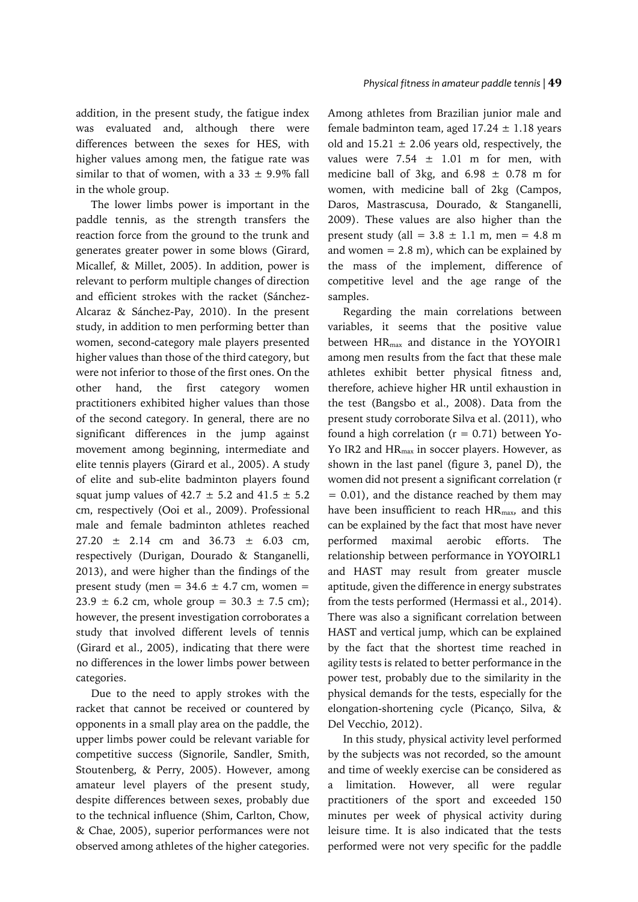addition, in the present study, the fatigue index was evaluated and, although there were differences between the sexes for HES, with higher values among men, the fatigue rate was similar to that of women, with a 33 ± 9.9% fall in the whole group.

The lower limbs power is important in the paddle tennis, as the strength transfers the reaction force from the ground to the trunk and generates greater power in some blows (Girard, Micallef, & Millet, 2005). In addition, power is relevant to perform multiple changes of direction and efficient strokes with the racket (Sánchez-Alcaraz & Sánchez-Pay, 2010). In the present study, in addition to men performing better than women, second-category male players presented higher values than those of the third category, but were not inferior to those of the first ones. On the other hand, the first category women practitioners exhibited higher values than those of the second category. In general, there are no significant differences in the jump against movement among beginning, intermediate and elite tennis players (Girard et al., 2005). A study of elite and sub-elite badminton players found squat jump values of 42.7 ± 5.2 and 41.5 ± 5.2 cm, respectively (Ooi et al., 2009). Professional male and female badminton athletes reached 27.20 ± 2.14 cm and 36.73 ± 6.03 cm, respectively (Durigan, Dourado & Stanganelli, 2013), and were higher than the findings of the present study (men = 34.6 ± 4.7 cm, women = 23.9 ± 6.2 cm, whole group = 30.3 ± 7.5 cm); however, the present investigation corroborates a study that involved different levels of tennis (Girard et al., 2005), indicating that there were no differences in the lower limbs power between categories.

Due to the need to apply strokes with the racket that cannot be received or countered by opponents in a small play area on the paddle, the upper limbs power could be relevant variable for competitive success (Signorile, Sandler, Smith, Stoutenberg, & Perry, 2005). However, among amateur level players of the present study, despite differences between sexes, probably due to the technical influence (Shim, Carlton, Chow, & Chae, 2005), superior performances were not observed among athletes of the higher categories. Among athletes from Brazilian junior male and female badminton team, aged 17.24 ± 1.18 years old and 15.21 ± 2.06 years old, respectively, the values were 7.54 ± 1.01 m for men, with medicine ball of 3kg, and 6.98 ± 0.78 m for women, with medicine ball of 2kg (Campos, Daros, Mastrascusa, Dourado, & Stanganelli, 2009). These values are also higher than the present study (all = 3.8 ± 1.1 m, men = 4.8 m and women = 2.8 m), which can be explained by the mass of the implement, difference of competitive level and the age range of the samples.

Regarding the main correlations between variables, it seems that the positive value between $HR_{max}$ and distance in the YOYOIR1 among men results from the fact that these male athletes exhibit better physical fitness and, therefore, achieve higher HR until exhaustion in the test (Bangsbo et al., 2008). Data from the present study corroborate Silva et al. (2011), who found a high correlation ($r = 0.71$) between Yo-Yo IR2 and $HR_{max}$ in soccer players. However, as shown in the last panel (figure 3, panel D), the women did not present a significant correlation ($r = 0.01$), and the distance reached by them may have been insufficient to reach $HR_{max}$, and this can be explained by the fact that most have never performed maximal aerobic efforts. The relationship between performance in YOYOIRL1 and HAST may result from greater muscle aptitude, given the difference in energy substrates from the tests performed (Hermassi et al., 2014). There was also a significant correlation between HAST and vertical jump, which can be explained by the fact that the shortest time reached in agility tests is related to better performance in the power test, probably due to the similarity in the physical demands for the tests, especially for the elongation-shortening cycle (Picanço, Silva, & Del Vecchio, 2012).

In this study, physical activity level performed by the subjects was not recorded, so the amount and time of weekly exercise can be considered as a limitation. However, all were regular practitioners of the sport and exceeded 150 minutes per week of physical activity during leisure time. It is also indicated that the tests performed were not very specific for the paddle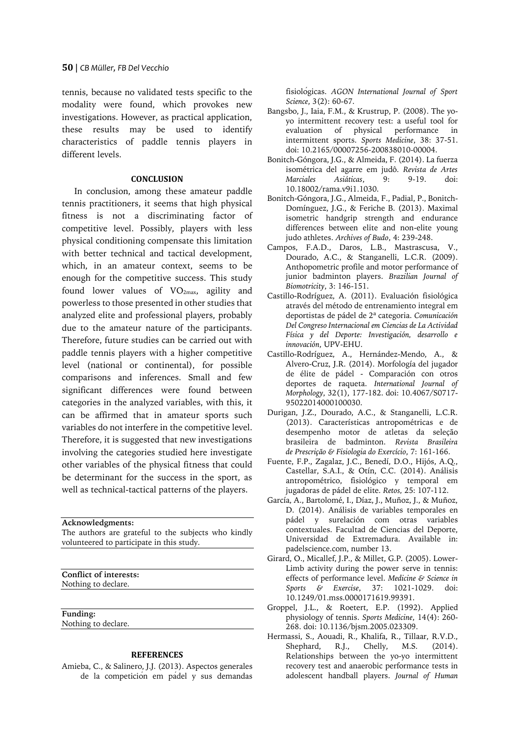tennis, because no validated tests specific to the modality were found, which provokes new investigations. However, as practical application, these results may be used to identify characteristics of paddle tennis players in different levels.

## CONCLUSION

In conclusion, among these amateur paddle tennis practitioners, it seems that high physical fitness is not a discriminating factor of competitive level. Possibly, players with less physical conditioning compensate this limitation with better technical and tactical development, which, in an amateur context, seems to be enough for the competitive success. This study found lower values of $VO_{2max}$, agility and powerless to those presented in other studies that analyzed elite and professional players, probably due to the amateur nature of the participants. Therefore, future studies can be carried out with paddle tennis players with a higher competitive level (national or continental), for possible comparisons and inferences. Small and few significant differences were found between categories in the analyzed variables, with this, it can be affirmed that in amateur sports such variables do not interfere in the competitive level. Therefore, it is suggested that new investigations involving the categories studied here investigate other variables of the physical fitness that could be determinant for the success in the sport, as well as technical-tactical patterns of the players.

**Acknowledgments:**
The authors are grateful to the subjects who kindly volunteered to participate in this study.

**Conflict of interests:**
Nothing to declare.

**Funding:**
Nothing to declare.

## REFERENCES

Amieba, C., & Salinero, J.J. (2013). Aspectos generales de la competición em pádel y sus demandas fisiológicas. *AGON International Journal of Sport Science*, 3(2): 60-67.

Bangsbo, J., Iaia, F.M., & Krustrup, P. (2008). The yo-yo intermittent recovery test: a useful tool for evaluation of physical performance in intermittent sports. *Sports Medicine*, 38: 37-51. doi: 10.2165/00007256-200838010-00004.

Bonitch-Góngora, J.G., & Almeida, F. (2014). La fuerza isométrica del agarre em judô. *Revista de Artes Marciales Asiáticas*, 9: 9-19. doi: 10.18002/rama.v9i1.1030.

Bonitch-Góngora, J.G., Almeida, F., Padial, P., Bonitch-Domínguez, J.G., & Feriche B. (2013). Maximal isometric handgrip strength and endurance differences between elite and non-elite young judo athletes. *Archives of Budo*, 4: 239-248.

Campos, F.A.D., Daros, L.B., Mastrascusa, V., Dourado, A.C., & Stanganelli, L.C.R. (2009). Anthopometric profile and motor performance of junior badminton players. *Brazilian Journal of Biomotricity*, 3: 146-151.

Castillo-Rodríguez, A. (2011). Evaluación fisiológica através del método de entrenamiento integral em deportistas de pádel de 2ª categoria. *Comunicación Del Congreso Internacional em Ciencias de La Actividad Física y del Deporte: Investigación, desarrollo e innovación*, UPV-EHU.

Castillo-Rodríguez, A., Hernández-Mendo, A., & Alvero-Cruz, J.R. (2014). Morfología del jugador de élite de pádel - Comparación con otros deportes de raqueta. *International Journal of Morphology*, 32(1), 177-182. doi: 10.4067/S0717-95022014000100030.

Durigan, J.Z., Dourado, A.C., & Stanganelli, L.C.R. (2013). Características antropométricas e de desempenho motor de atletas da seleção brasileira de badminton. *Revista Brasileira de Prescrição & Fisiologia do Exercício*, 7: 161-166.

Fuente, F.P., Zagalaz, J.C., Benedí, D.O., Hijós, A.Q., Castellar, S.A.I., & Otín, C.C. (2014). Análisis antropométrico, fisiológico y temporal em jugadoras de pádel de elite. *Retos*, 25: 107-112.

García, A., Bartolomé, I., Díaz, J., Muñoz, J., & Muñoz, D. (2014). Análisis de variables temporales en pádel y surelación com otras variables contextuales. Facultad de Ciencias del Deporte, Universidad de Extremadura. Available in: padelscience.com, number 13.

Girard, O., Micallef, J.P., & Millet, G.P. (2005). Lower-Limb activity during the power serve in tennis: effects of performance level. *Medicine & Science in Sports & Exercise*, 37: 1021-1029. doi: 10.1249/01.mss.0000171619.99391.

Groppel, J.L., & Roetert, E.P. (1992). Applied physiology of tennis. *Sports Medicine*, 14(4): 260-268. doi: 10.1136/bjsm.2005.023309.

Hermassi, S., Aouadi, R., Khalifa, R., Tillaar, R.V.D., Shephard, R.J., Chelly, M.S. (2014). Relationships between the yo-yo intermittent recovery test and anaerobic performance tests in adolescent handball players. *Journal of Human*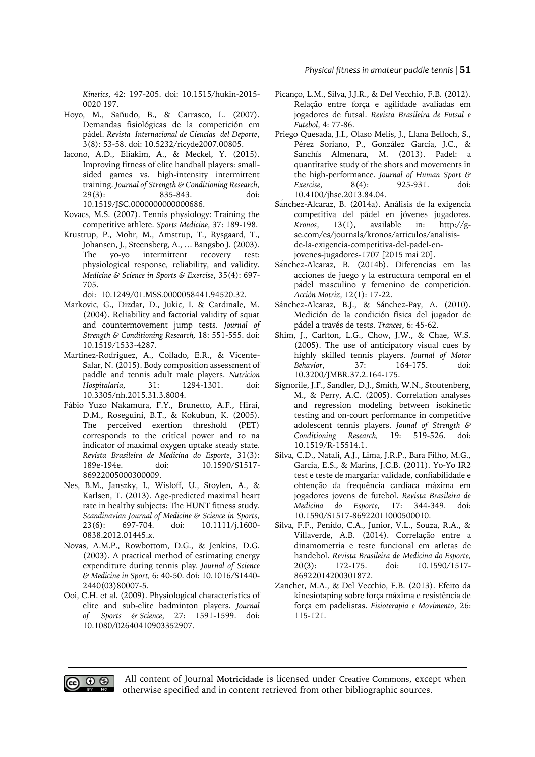*Kinetics*, 42: 197-205. doi: 10.1515/hukin-2015-0020 197.

Hoyo, M., Sañudo, B., & Carrasco, L. (2007). Demandas fisiológicas de la competición em pádel. *Revista Internacional de Ciencias del Deporte*, 3(8): 53-58. doi: 10.5232/ricyde2007.00805.

Iacono, A.D., Eliakim, A., & Meckel, Y. (2015). Improving fitness of elite handball players: small-sided games vs. high-intensity intermittent training. *Journal of Strength & Conditioning Research*, 29(3): 835-843. doi: 10.1519/JSC.0000000000000686.

Kovacs, M.S. (2007). Tennis physiology: Training the competitive athlete. *Sports Medicine*, 37: 189-198.

Krustrup, P., Mohr, M., Amstrup, T., Rysgaard, T., Johansen, J., Steensberg, A., … Bangsbo J. (2003). The yo-yo intermittent recovery test: physiological response, reliability, and validity. *Medicine & Science in Sports & Exercise*, 35(4): 697-705. doi: 10.1249/01.MSS.0000058441.94520.32.

Markovic, G., Dizdar, D., Jukic, I. & Cardinale, M. (2004). Reliability and factorial validity of squat and countermovement jump tests. *Journal of Strength & Conditioning Research,* 18: 551-555. doi: 10.1519/1533-4287.

Martinez-Rodriguez, A., Collado, E.R., & Vicente-Salar, N. (2015). Body composition assessment of paddle and tennis adult male players. *Nutricion Hospitalaria*, 31: 1294-1301. doi: 10.3305/nh.2015.31.3.8004.

Fábio Yuzo Nakamura, F.Y., Brunetto, A.F., Hirai, D.M., Roseguini, B.T., & Kokubun, K. (2005). The perceived exertion threshold (PET) corresponds to the critical power and to na indicator of maximal oxygen uptake steady state. *Revista Brasileira de Medicina do Esporte*, 31(3): 189e-194e. doi: 10.1590/S1517-86922005000300009.

Nes, B.M., Janszky, I., Wisloff, U., Stoylen, A., & Karlsen, T. (2013). Age-predicted maximal heart rate in healthy subjects: The HUNT fitness study. *Scandinavian Journal of Medicine & Science in Sports*, 23(6): 697-704. doi: 10.1111/j.1600-0838.2012.01445.x.

Novas, A.M.P., Rowbottom, D.G., & Jenkins, D.G. (2003). A practical method of estimating energy expenditure during tennis play. *Journal of Science & Medicine in Sport*, 6: 40-50. doi: 10.1016/S1440-2440(03)80007-5.

Ooi, C.H. et al. (2009). Physiological characteristics of elite and sub-elite badminton players. *Journal of Sports & Science*, 27: 1591-1599. doi: 10.1080/02640410903352907.

Picanço, L.M., Silva, J.J.R., & Del Vecchio, F.B. (2012). Relação entre força e agilidade avaliadas em jogadores de futsal. *Revista Brasileira de Futsal e Futebol*, 4: 77-86.

Priego Quesada, J.I., Olaso Melis, J., Llana Belloch, S., Pérez Soriano, P., González García, J.C., & Sanchís Almenara, M. (2013). Padel: a quantitative study of the shots and movements in the high-performance. *Journal of Human Sport & Exercise*, 8(4): 925-931. doi: 10.4100/jhse.2013.84.04.

Sánchez-Alcaraz, B. (2014a). Análisis de la exigencia competitiva del pádel en jóvenes jugadores. *Kronos*, 13(1), available in: http://g-se.com/es/journals/kronos/articulos/analisis-de-la-exigencia-competitiva-del-padel-en-jovenes-jugadores-1707 [2015 mai 20].

Sánchez-Alcaraz, B. (2014b). Diferencias em las acciones de juego y la estructura temporal en el pádel masculino y femenino de competición. *Acción Motriz*, 12(1): 17-22.

Sánchez-Alcaraz, B.J., & Sánchez-Pay, A. (2010). Medición de la condición física del jugador de pádel a través de tests. *Trances*, 6: 45-62.

Shim, J., Carlton, L.G., Chow, J.W., & Chae, W.S. (2005). The use of anticipatory visual cues by highly skilled tennis players. *Journal of Motor Behavior*, 37: 164-175. doi: 10.3200/JMBR.37.2.164-175.

Signorile, J.F., Sandler, D.J., Smith, W.N., Stoutenberg, M., & Perry, A.C. (2005). Correlation analyses and regression modeling between isokinetic testing and on-court performance in competitive adolescent tennis players. *Jounal of Strength & Conditioning Research,* 19: 519-526. doi: 10.1519/R-15514.1.

Silva, C.D., Natali, A.J., Lima, J.R.P., Bara Filho, M.G., Garcia, E.S., & Marins, J.C.B. (2011). Yo-Yo IR2 test e teste de margaria: validade, confiabilidade e obtenção da frequência cardíaca máxima em jogadores jovens de futebol. *Revista Brasileira de Medicina do Esporte,* 17: 344-349. doi: 10.1590/S1517-86922011000500010.

Silva, F.F., Penido, C.A., Junior, V.L., Souza, R.A., & Villaverde, A.B. (2014). Correlação entre a dinamometria e teste funcional em atletas de handebol. *Revista Brasileira de Medicina do Esporte*, 20(3): 172-175. doi: 10.1590/1517-86922014200301872.

Zanchet, M.A., & Del Vecchio, F.B. (2013). Efeito da kinesiotaping sobre força máxima e resistência de força em padelistas. *Fisioterapia e Movimento*, 26: 115-121.

All content of Journal **Motricidade** is licensed under Creative Commons, except when otherwise specified and in content retrieved from other bibliographic sources.